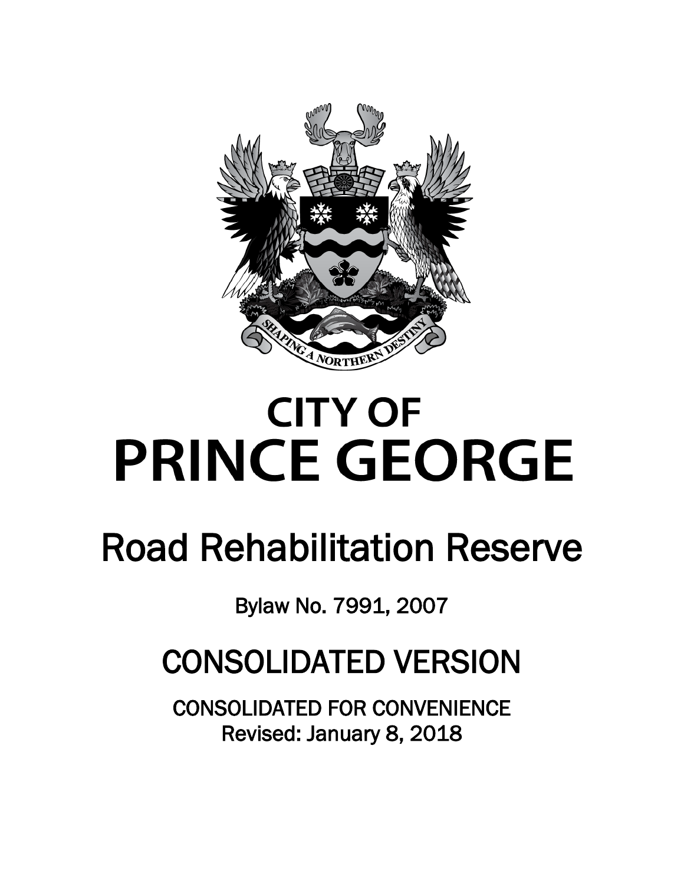# CITY OF PRINCE GEORGE

## Road Rehabilitation Reserve

Bylaw No. 7991, 2007

## CONSOLIDATED VERSION

CONSOLIDATED FOR CONVENIENCE
Revised: January 8, 2018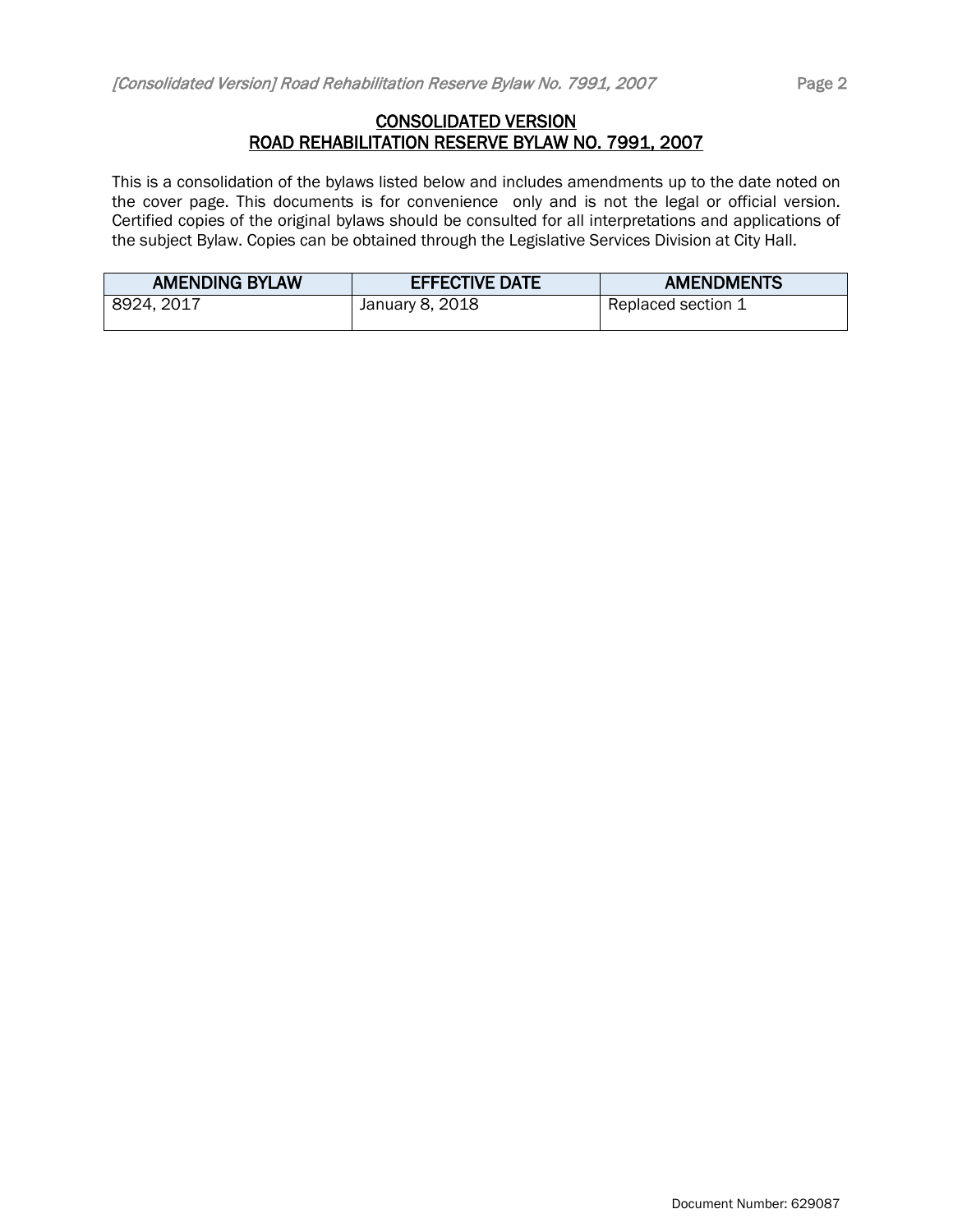## CONSOLIDATED VERSION
## ROAD REHABILITATION RESERVE BYLAW NO. 7991, 2007

This is a consolidation of the bylaws listed below and includes amendments up to the date noted on the cover page. This documents is for convenience only and is not the legal or official version. Certified copies of the original bylaws should be consulted for all interpretations and applications of the subject Bylaw. Copies can be obtained through the Legislative Services Division at City Hall.

| AMENDING BYLAW | EFFECTIVE DATE | AMENDMENTS |
|---|---|---|
| 8924, 2017 | January 8, 2018 | Replaced section 1 |

Document Number: 629087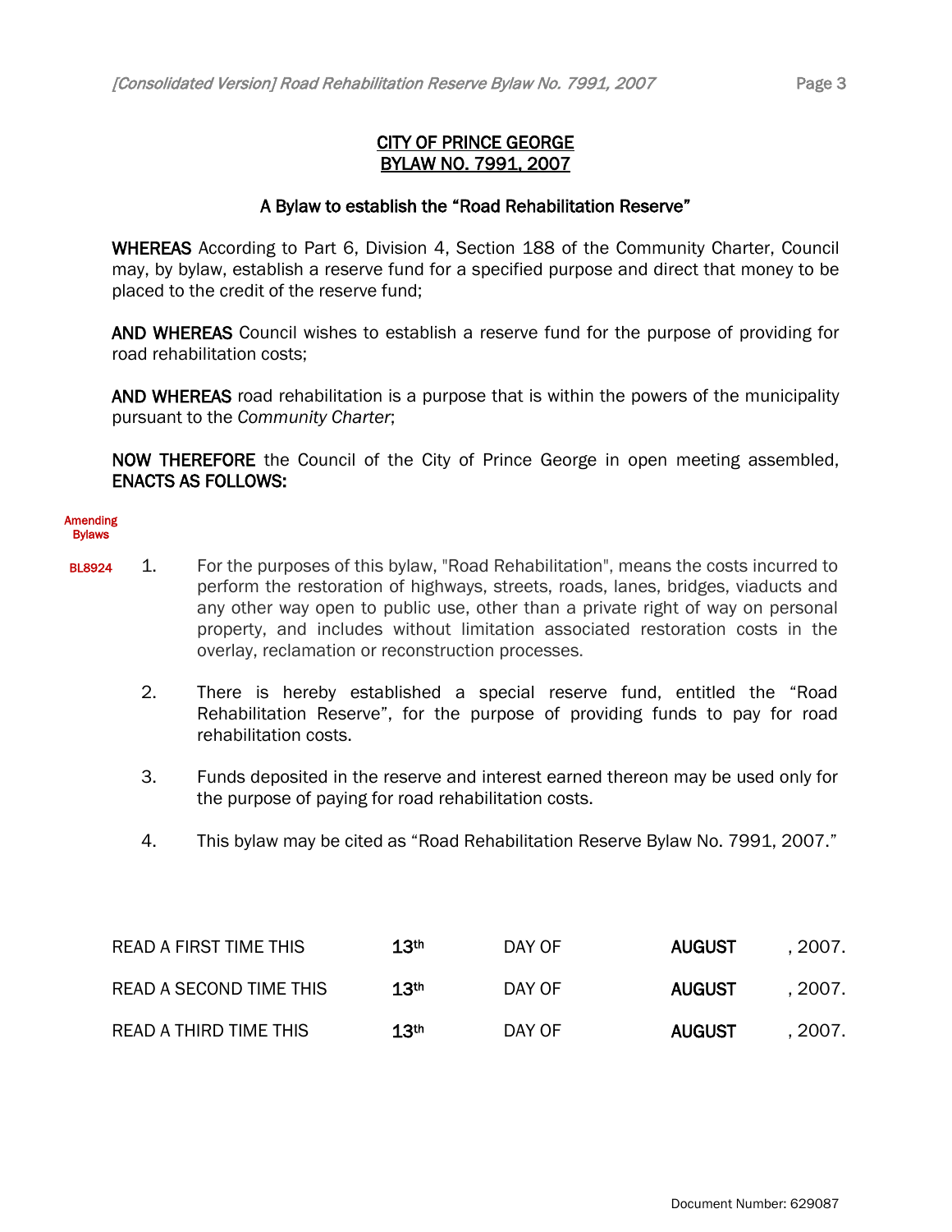**CITY OF PRINCE GEORGE**
**BYLAW NO. 7991, 2007**

**A Bylaw to establish the "Road Rehabilitation Reserve"**

**WHEREAS** According to Part 6, Division 4, Section 188 of the Community Charter, Council may, by bylaw, establish a reserve fund for a specified purpose and direct that money to be placed to the credit of the reserve fund;

**AND WHEREAS** Council wishes to establish a reserve fund for the purpose of providing for road rehabilitation costs;

**AND WHEREAS** road rehabilitation is a purpose that is within the powers of the municipality pursuant to the *Community Charter*;

**NOW THEREFORE** the Council of the City of Prince George in open meeting assembled, **ENACTS AS FOLLOWS:**

Amending Bylaws

BL8924

1. For the purposes of this bylaw, "Road Rehabilitation", means the costs incurred to perform the restoration of highways, streets, roads, lanes, bridges, viaducts and any other way open to public use, other than a private right of way on personal property, and includes without limitation associated restoration costs in the overlay, reclamation or reconstruction processes.

2. There is hereby established a special reserve fund, entitled the "Road Rehabilitation Reserve", for the purpose of providing funds to pay for road rehabilitation costs.

3. Funds deposited in the reserve and interest earned thereon may be used only for the purpose of paying for road rehabilitation costs.

4. This bylaw may be cited as "Road Rehabilitation Reserve Bylaw No. 7991, 2007."

| | | | | |
|---|---|---|---|---|
| READ A FIRST TIME THIS | **13th** | DAY OF | **AUGUST** | , 2007. |
| READ A SECOND TIME THIS | **13th** | DAY OF | **AUGUST** | , 2007. |
| READ A THIRD TIME THIS | **13th** | DAY OF | **AUGUST** | , 2007. |

Document Number: 629087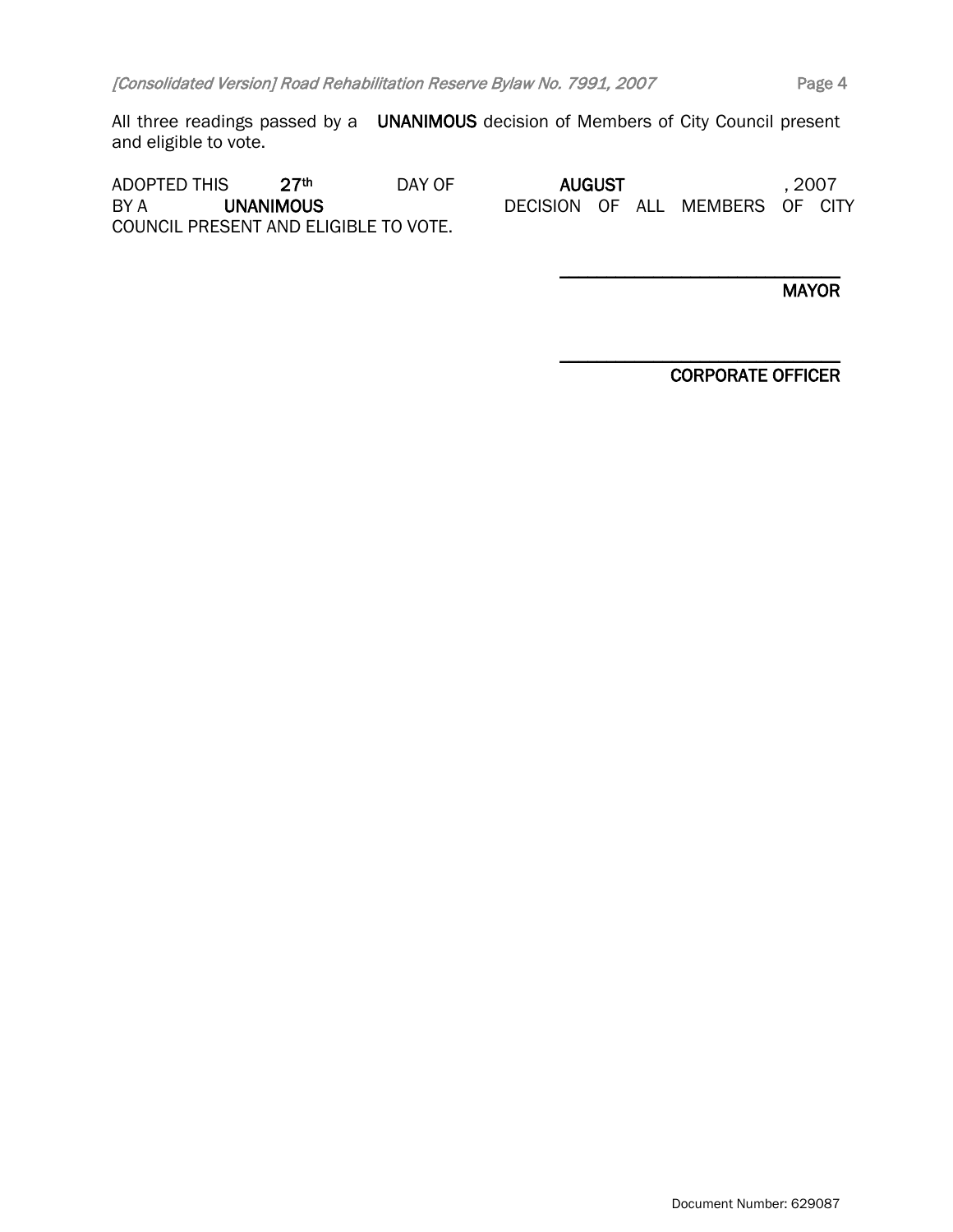All three readings passed by a **UNANIMOUS** decision of Members of City Council present and eligible to vote.

ADOPTED THIS **27th** DAY OF **AUGUST**, 2007 BY A **UNANIMOUS** DECISION OF ALL MEMBERS OF CITY COUNCIL PRESENT AND ELIGIBLE TO VOTE.

\_\_\_\_\_\_\_\_\_\_\_\_\_\_\_\_\_\_\_\_\_\_\_\_\_\_\_\_\_\_

MAYOR

\_\_\_\_\_\_\_\_\_\_\_\_\_\_\_\_\_\_\_\_\_\_\_\_\_\_\_\_\_\_

CORPORATE OFFICER

Document Number: 629087